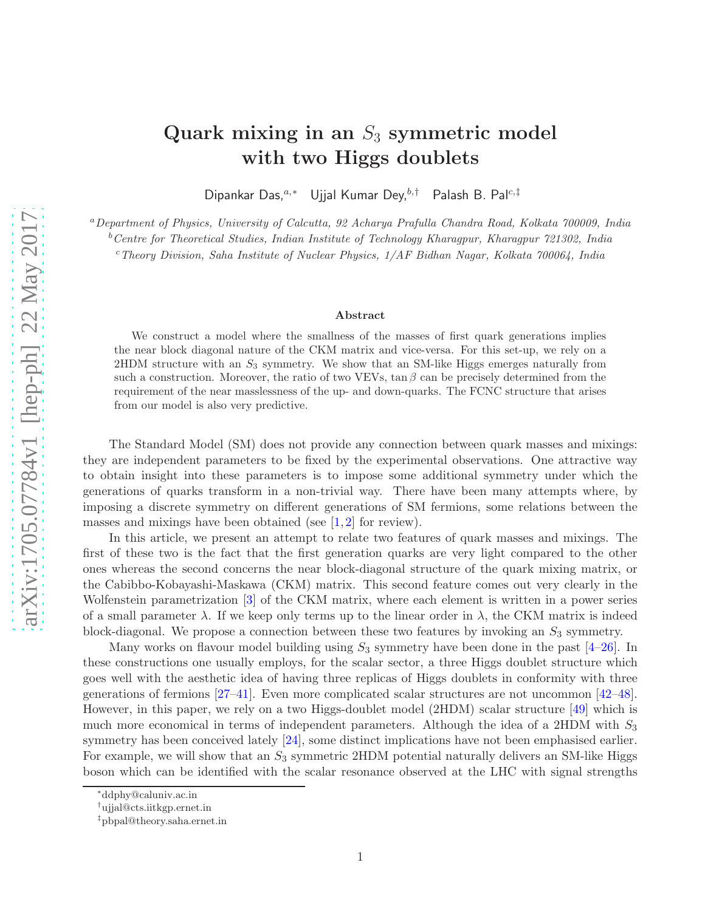# Quark mixing in an $S_3$ symmetric model with two Higgs doublets

Dipankar Das,[a,*] Ujjal Kumar Dey,[b,†] Palash B. Pal[c,‡]

[a] *Department of Physics, University of Calcutta, 92 Acharya Prafulla Chandra Road, Kolkata 700009, India*
[b] *Centre for Theoretical Studies, Indian Institute of Technology Kharagpur, Kharagpur 721302, India*
[c] *Theory Division, Saha Institute of Nuclear Physics, 1/AF Bidhan Nagar, Kolkata 700064, India*

**Abstract**

We construct a model where the smallness of the masses of first quark generations implies the near block diagonal nature of the CKM matrix and vice-versa. For this set-up, we rely on a 2HDM structure with an $S_3$ symmetry. We show that an SM-like Higgs emerges naturally from such a construction. Moreover, the ratio of two VEVs, $\tan\beta$ can be precisely determined from the requirement of the near masslessness of the up- and down-quarks. The FCNC structure that arises from our model is also very predictive.

The Standard Model (SM) does not provide any connection between quark masses and mixings: they are independent parameters to be fixed by the experimental observations. One attractive way to obtain insight into these parameters is to impose some additional symmetry under which the generations of quarks transform in a non-trivial way. There have been many attempts where, by imposing a discrete symmetry on different generations of SM fermions, some relations between the masses and mixings have been obtained (see [1, 2] for review).

In this article, we present an attempt to relate two features of quark masses and mixings. The first of these two is the fact that the first generation quarks are very light compared to the other ones whereas the second concerns the near block-diagonal structure of the quark mixing matrix, or the Cabibbo-Kobayashi-Maskawa (CKM) matrix. This second feature comes out very clearly in the Wolfenstein parametrization [3] of the CKM matrix, where each element is written in a power series of a small parameter $\lambda$. If we keep only terms up to the linear order in $\lambda$, the CKM matrix is indeed block-diagonal. We propose a connection between these two features by invoking an $S_3$ symmetry.

Many works on flavour model building using $S_3$ symmetry have been done in the past [4–26]. In these constructions one usually employs, for the scalar sector, a three Higgs doublet structure which goes well with the aesthetic idea of having three replicas of Higgs doublets in conformity with three generations of fermions [27–41]. Even more complicated scalar structures are not uncommon [42–48]. However, in this paper, we rely on a two Higgs-doublet model (2HDM) scalar structure [49] which is much more economical in terms of independent parameters. Although the idea of a 2HDM with $S_3$ symmetry has been conceived lately [24], some distinct implications have not been emphasised earlier. For example, we will show that an $S_3$ symmetric 2HDM potential naturally delivers an SM-like Higgs boson which can be identified with the scalar resonance observed at the LHC with signal strengths

---

[*] ddphy@caluniv.ac.in
[†] ujjal@cts.iitkgp.ernet.in
[‡] pbpal@theory.saha.ernet.in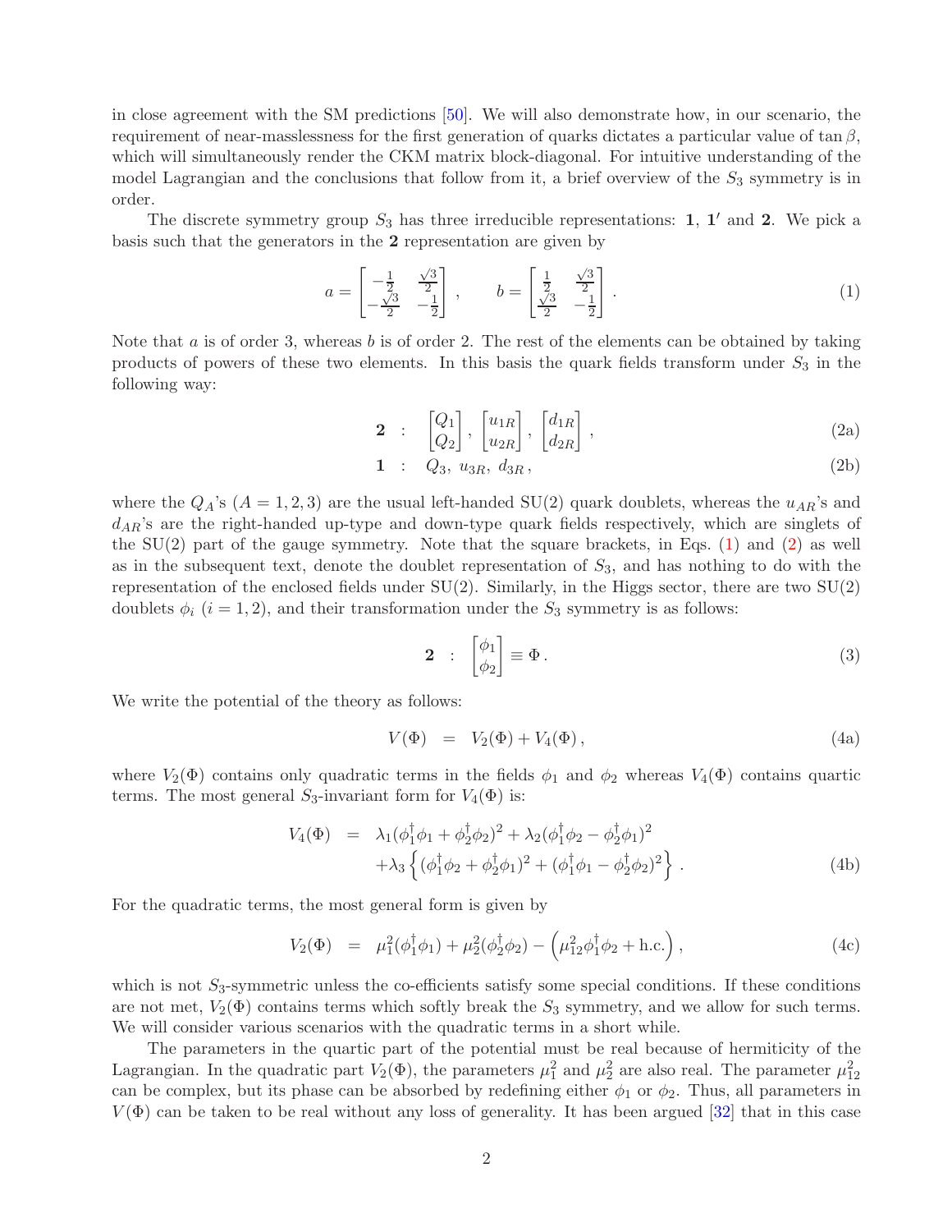in close agreement with the SM predictions [50]. We will also demonstrate how, in our scenario, the requirement of near-masslessness for the first generation of quarks dictates a particular value of $\tan\beta$, which will simultaneously render the CKM matrix block-diagonal. For intuitive understanding of the model Lagrangian and the conclusions that follow from it, a brief overview of the $S_3$ symmetry is in order.

The discrete symmetry group $S_3$ has three irreducible representations: $\mathbf{1}$, $\mathbf{1'}$ and $\mathbf{2}$. We pick a basis such that the generators in the $\mathbf{2}$ representation are given by

$$a = \begin{bmatrix} -\frac{1}{2} & \frac{\sqrt{3}}{2} \\ -\frac{\sqrt{3}}{2} & -\frac{1}{2} \end{bmatrix} , \qquad b = \begin{bmatrix} \frac{1}{2} & \frac{\sqrt{3}}{2} \\ \frac{\sqrt{3}}{2} & -\frac{1}{2} \end{bmatrix} . \tag{1}$$

Note that $a$ is of order 3, whereas $b$ is of order 2. The rest of the elements can be obtained by taking products of powers of these two elements. In this basis the quark fields transform under $S_3$ in the following way:

$$\mathbf{2} \quad : \quad \begin{bmatrix} Q_1 \\ Q_2 \end{bmatrix}, \begin{bmatrix} u_{1R} \\ u_{2R} \end{bmatrix}, \begin{bmatrix} d_{1R} \\ d_{2R} \end{bmatrix}, \tag{2a}$$

$$\mathbf{1} \quad : \quad Q_3,\ u_{3R},\ d_{3R}\,, \tag{2b}$$

where the $Q_A$'s ($A = 1, 2, 3$) are the usual left-handed SU(2) quark doublets, whereas the $u_{AR}$'s and $d_{AR}$'s are the right-handed up-type and down-type quark fields respectively, which are singlets of the SU(2) part of the gauge symmetry. Note that the square brackets, in Eqs. (1) and (2) as well as in the subsequent text, denote the doublet representation of $S_3$, and has nothing to do with the representation of the enclosed fields under SU(2). Similarly, in the Higgs sector, there are two SU(2) doublets $\phi_i$ ($i = 1, 2$), and their transformation under the $S_3$ symmetry is as follows:

$$\mathbf{2} \quad : \quad \begin{bmatrix} \phi_1 \\ \phi_2 \end{bmatrix} \equiv \Phi\,. \tag{3}$$

We write the potential of the theory as follows:

$$V(\Phi) \quad = \quad V_2(\Phi) + V_4(\Phi)\,, \tag{4a}$$

where $V_2(\Phi)$ contains only quadratic terms in the fields $\phi_1$ and $\phi_2$ whereas $V_4(\Phi)$ contains quartic terms. The most general $S_3$-invariant form for $V_4(\Phi)$ is:

$$\begin{aligned} V_4(\Phi) \quad = \quad & \lambda_1(\phi_1^\dagger\phi_1 + \phi_2^\dagger\phi_2)^2 + \lambda_2(\phi_1^\dagger\phi_2 - \phi_2^\dagger\phi_1)^2 \\ & + \lambda_3 \left\{ (\phi_1^\dagger\phi_2 + \phi_2^\dagger\phi_1)^2 + (\phi_1^\dagger\phi_1 - \phi_2^\dagger\phi_2)^2 \right\} . \end{aligned} \tag{4b}$$

For the quadratic terms, the most general form is given by

$$V_2(\Phi) \quad = \quad \mu_1^2(\phi_1^\dagger\phi_1) + \mu_2^2(\phi_2^\dagger\phi_2) - \left(\mu_{12}^2\phi_1^\dagger\phi_2 + \text{h.c.}\right), \tag{4c}$$

which is not $S_3$-symmetric unless the co-efficients satisfy some special conditions. If these conditions are not met, $V_2(\Phi)$ contains terms which softly break the $S_3$ symmetry, and we allow for such terms. We will consider various scenarios with the quadratic terms in a short while.

The parameters in the quartic part of the potential must be real because of hermiticity of the Lagrangian. In the quadratic part $V_2(\Phi)$, the parameters $\mu_1^2$ and $\mu_2^2$ are also real. The parameter $\mu_{12}^2$ can be complex, but its phase can be absorbed by redefining either $\phi_1$ or $\phi_2$. Thus, all parameters in $V(\Phi)$ can be taken to be real without any loss of generality. It has been argued [32] that in this case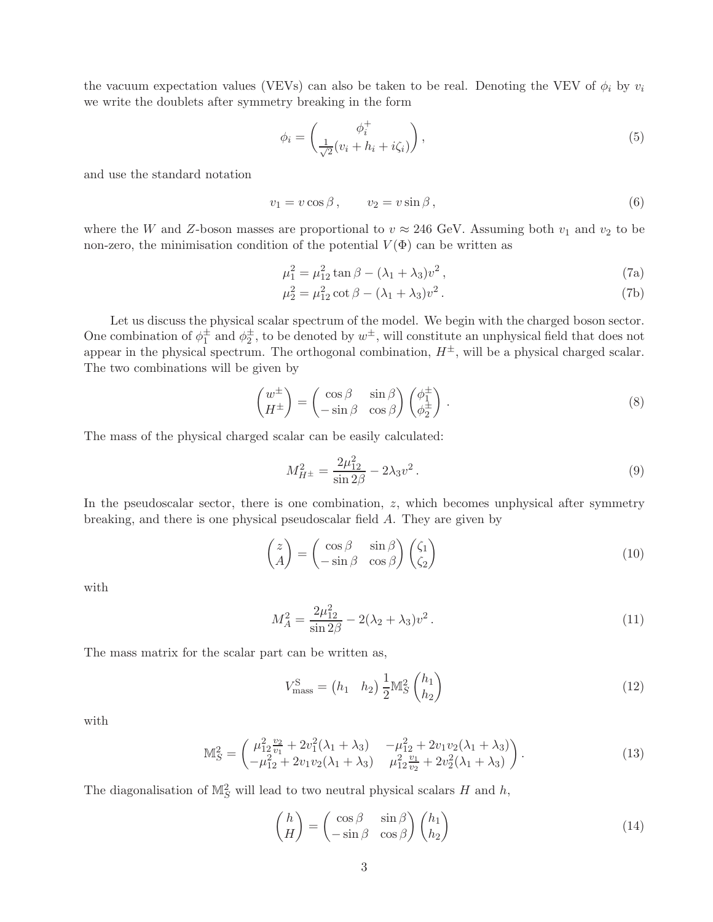the vacuum expectation values (VEVs) can also be taken to be real. Denoting the VEV of $\phi_i$ by $v_i$ we write the doublets after symmetry breaking in the form

$$\phi_i = \begin{pmatrix} \phi_i^+ \\ \frac{1}{\sqrt{2}}(v_i + h_i + i\zeta_i) \end{pmatrix}, \tag{5}$$

and use the standard notation

$$v_1 = v\cos\beta\,, \qquad v_2 = v\sin\beta\,, \tag{6}$$

where the $W$ and $Z$-boson masses are proportional to $v \approx 246$ GeV. Assuming both $v_1$ and $v_2$ to be non-zero, the minimisation condition of the potential $V(\Phi)$ can be written as

$$\mu_1^2 = \mu_{12}^2 \tan\beta - (\lambda_1 + \lambda_3)v^2\,, \tag{7a}$$

$$\mu_2^2 = \mu_{12}^2 \cot\beta - (\lambda_1 + \lambda_3)v^2\,. \tag{7b}$$

Let us discuss the physical scalar spectrum of the model. We begin with the charged boson sector. One combination of $\phi_1^\pm$ and $\phi_2^\pm$, to be denoted by $w^\pm$, will constitute an unphysical field that does not appear in the physical spectrum. The orthogonal combination, $H^\pm$, will be a physical charged scalar. The two combinations will be given by

$$\begin{pmatrix} w^\pm \\ H^\pm \end{pmatrix} = \begin{pmatrix} \cos\beta & \sin\beta \\ -\sin\beta & \cos\beta \end{pmatrix} \begin{pmatrix} \phi_1^\pm \\ \phi_2^\pm \end{pmatrix}. \tag{8}$$

The mass of the physical charged scalar can be easily calculated:

$$M_{H^\pm}^2 = \frac{2\mu_{12}^2}{\sin 2\beta} - 2\lambda_3 v^2\,. \tag{9}$$

In the pseudoscalar sector, there is one combination, $z$, which becomes unphysical after symmetry breaking, and there is one physical pseudoscalar field $A$. They are given by

$$\begin{pmatrix} z \\ A \end{pmatrix} = \begin{pmatrix} \cos\beta & \sin\beta \\ -\sin\beta & \cos\beta \end{pmatrix} \begin{pmatrix} \zeta_1 \\ \zeta_2 \end{pmatrix} \tag{10}$$

with

$$M_A^2 = \frac{2\mu_{12}^2}{\sin 2\beta} - 2(\lambda_2 + \lambda_3)v^2\,. \tag{11}$$

The mass matrix for the scalar part can be written as,

$$V_{\rm mass}^{\rm S} = \begin{pmatrix} h_1 & h_2 \end{pmatrix} \frac{1}{2}\mathbb{M}_S^2 \begin{pmatrix} h_1 \\ h_2 \end{pmatrix} \tag{12}$$

with

$$\mathbb{M}_S^2 = \begin{pmatrix} \mu_{12}^2 \frac{v_2}{v_1} + 2v_1^2(\lambda_1 + \lambda_3) & -\mu_{12}^2 + 2v_1 v_2(\lambda_1 + \lambda_3) \\ -\mu_{12}^2 + 2v_1 v_2(\lambda_1 + \lambda_3) & \mu_{12}^2 \frac{v_1}{v_2} + 2v_2^2(\lambda_1 + \lambda_3) \end{pmatrix}. \tag{13}$$

The diagonalisation of $\mathbb{M}_S^2$ will lead to two neutral physical scalars $H$ and $h$,

$$\begin{pmatrix} h \\ H \end{pmatrix} = \begin{pmatrix} \cos\beta & \sin\beta \\ -\sin\beta & \cos\beta \end{pmatrix} \begin{pmatrix} h_1 \\ h_2 \end{pmatrix} \tag{14}$$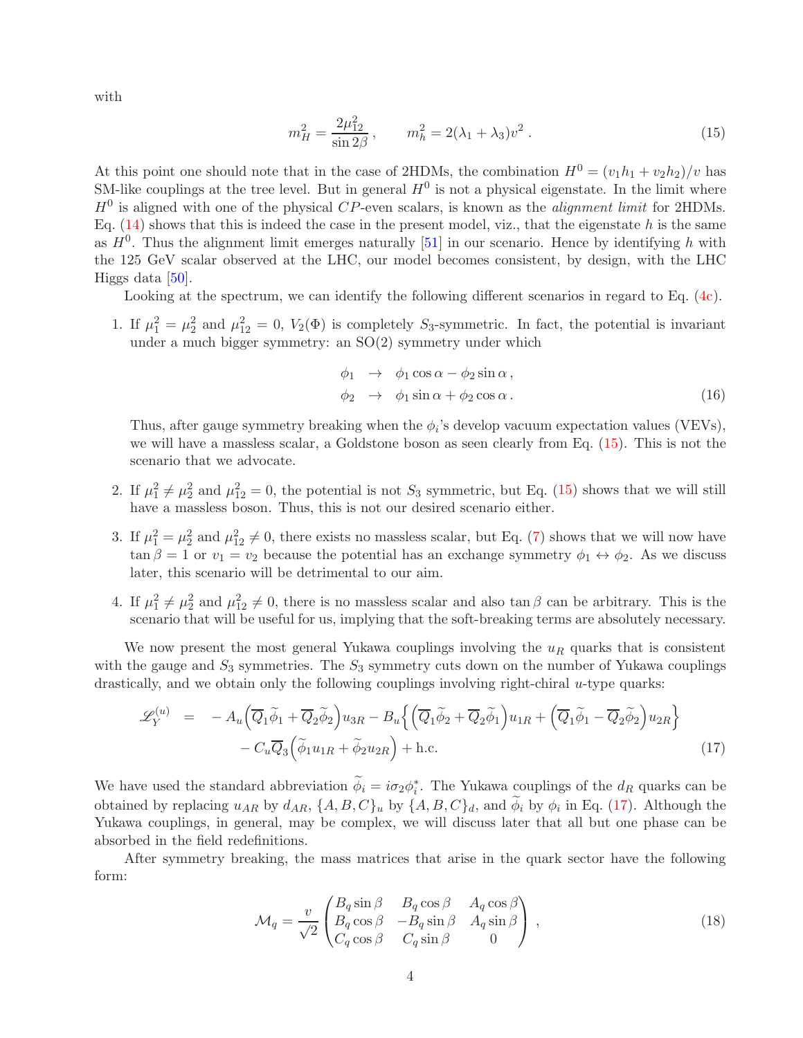with

$$
m_H^2 = \frac{2\mu_{12}^2}{\sin 2\beta}\,, \qquad m_h^2 = 2(\lambda_1 + \lambda_3)v^2\,. \tag{15}
$$

At this point one should note that in the case of 2HDMs, the combination $H^0 = (v_1 h_1 + v_2 h_2)/v$ has SM-like couplings at the tree level. But in general $H^0$ is not a physical eigenstate. In the limit where $H^0$ is aligned with one of the physical $CP$-even scalars, is known as the *alignment limit* for 2HDMs. Eq. (14) shows that this is indeed the case in the present model, viz., that the eigenstate $h$ is the same as $H^0$. Thus the alignment limit emerges naturally [51] in our scenario. Hence by identifying $h$ with the 125 GeV scalar observed at the LHC, our model becomes consistent, by design, with the LHC Higgs data [50].

Looking at the spectrum, we can identify the following different scenarios in regard to Eq. (4c).

1. If $\mu_1^2 = \mu_2^2$ and $\mu_{12}^2 = 0$, $V_2(\Phi)$ is completely $S_3$-symmetric. In fact, the potential is invariant under a much bigger symmetry: an SO(2) symmetry under which

$$
\begin{aligned}
\phi_1 &\to \phi_1 \cos\alpha - \phi_2 \sin\alpha\,, \\
\phi_2 &\to \phi_1 \sin\alpha + \phi_2 \cos\alpha\,.
\end{aligned} \tag{16}
$$

   Thus, after gauge symmetry breaking when the $\phi_i$'s develop vacuum expectation values (VEVs), we will have a massless scalar, a Goldstone boson as seen clearly from Eq. (15). This is not the scenario that we advocate.

2. If $\mu_1^2 \neq \mu_2^2$ and $\mu_{12}^2 = 0$, the potential is not $S_3$ symmetric, but Eq. (15) shows that we will still have a massless boson. Thus, this is not our desired scenario either.

3. If $\mu_1^2 = \mu_2^2$ and $\mu_{12}^2 \neq 0$, there exists no massless scalar, but Eq. (7) shows that we will now have $\tan\beta = 1$ or $v_1 = v_2$ because the potential has an exchange symmetry $\phi_1 \leftrightarrow \phi_2$. As we discuss later, this scenario will be detrimental to our aim.

4. If $\mu_1^2 \neq \mu_2^2$ and $\mu_{12}^2 \neq 0$, there is no massless scalar and also $\tan\beta$ can be arbitrary. This is the scenario that will be useful for us, implying that the soft-breaking terms are absolutely necessary.

We now present the most general Yukawa couplings involving the $u_R$ quarks that is consistent with the gauge and $S_3$ symmetries. The $S_3$ symmetry cuts down on the number of Yukawa couplings drastically, and we obtain only the following couplings involving right-chiral $u$-type quarks:

$$
\begin{aligned}
\mathscr{L}_Y^{(u)} \;=\; & -A_u\Big(\overline{Q}_1\widetilde{\phi}_1 + \overline{Q}_2\widetilde{\phi}_2\Big)u_{3R} - B_u\Big\{\Big(\overline{Q}_1\widetilde{\phi}_2 + \overline{Q}_2\widetilde{\phi}_1\Big)u_{1R} + \Big(\overline{Q}_1\widetilde{\phi}_1 - \overline{Q}_2\widetilde{\phi}_2\Big)u_{2R}\Big\} \\
& - C_u\overline{Q}_3\Big(\widetilde{\phi}_1 u_{1R} + \widetilde{\phi}_2 u_{2R}\Big) + \text{h.c.}
\end{aligned} \tag{17}
$$

We have used the standard abbreviation $\widetilde{\phi}_i = i\sigma_2\phi_i^*$. The Yukawa couplings of the $d_R$ quarks can be obtained by replacing $u_{AR}$ by $d_{AR}$, $\{A,B,C\}_u$ by $\{A,B,C\}_d$, and $\widetilde{\phi}_i$ by $\phi_i$ in Eq. (17). Although the Yukawa couplings, in general, may be complex, we will discuss later that all but one phase can be absorbed in the field redefinitions.

After symmetry breaking, the mass matrices that arise in the quark sector have the following form:

$$
\mathcal{M}_q = \frac{v}{\sqrt{2}}\begin{pmatrix} B_q\sin\beta & B_q\cos\beta & A_q\cos\beta \\ B_q\cos\beta & -B_q\sin\beta & A_q\sin\beta \\ C_q\cos\beta & C_q\sin\beta & 0 \end{pmatrix}\,, \tag{18}
$$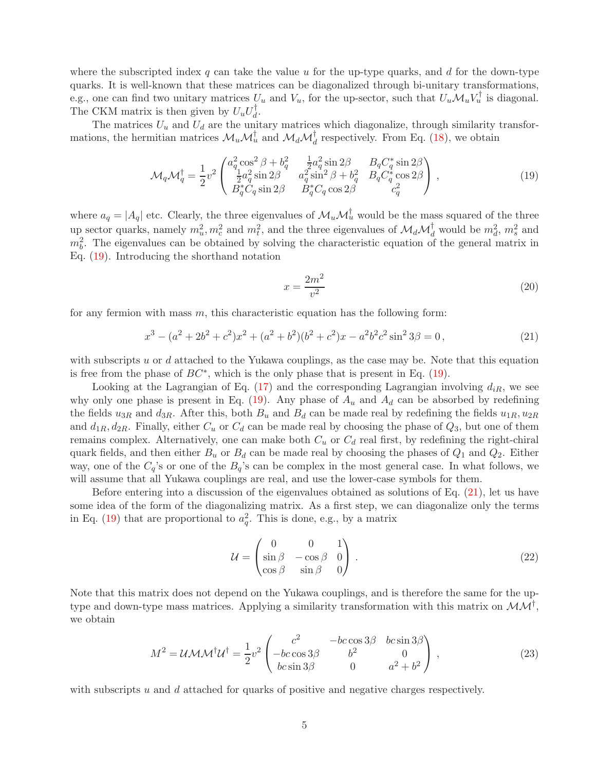where the subscripted index $q$ can take the value $u$ for the up-type quarks, and $d$ for the down-type quarks. It is well-known that these matrices can be diagonalized through bi-unitary transformations, e.g., one can find two unitary matrices $U_u$ and $V_u$, for the up-sector, such that $U_u \mathcal{M}_u V_u^\dagger$ is diagonal. The CKM matrix is then given by $U_u U_d^\dagger$.

The matrices $U_u$ and $U_d$ are the unitary matrices which diagonalize, through similarity transformations, the hermitian matrices $\mathcal{M}_u \mathcal{M}_u^\dagger$ and $\mathcal{M}_d \mathcal{M}_d^\dagger$ respectively. From Eq. (18), we obtain

$$
\mathcal{M}_q \mathcal{M}_q^\dagger = \frac{1}{2} v^2 \begin{pmatrix} a_q^2 \cos^2\beta + b_q^2 & \frac{1}{2} a_q^2 \sin 2\beta & B_q C_q^* \sin 2\beta \\ \frac{1}{2} a_q^2 \sin 2\beta & a_q^2 \sin^2\beta + b_q^2 & B_q C_q^* \cos 2\beta \\ B_q^* C_q \sin 2\beta & B_q^* C_q \cos 2\beta & c_q^2 \end{pmatrix} , \tag{19}
$$

where $a_q = |A_q|$ etc. Clearly, the three eigenvalues of $\mathcal{M}_u \mathcal{M}_u^\dagger$ would be the mass squared of the three up sector quarks, namely $m_u^2, m_c^2$ and $m_t^2$, and the three eigenvalues of $\mathcal{M}_d \mathcal{M}_d^\dagger$ would be $m_d^2$, $m_s^2$ and $m_b^2$. The eigenvalues can be obtained by solving the characteristic equation of the general matrix in Eq. (19). Introducing the shorthand notation

$$
x = \frac{2m^2}{v^2} \tag{20}
$$

for any fermion with mass $m$, this characteristic equation has the following form:

$$
x^3 - (a^2 + 2b^2 + c^2)x^2 + (a^2 + b^2)(b^2 + c^2)x - a^2 b^2 c^2 \sin^2 3\beta = 0 \,, \tag{21}
$$

with subscripts $u$ or $d$ attached to the Yukawa couplings, as the case may be. Note that this equation is free from the phase of $BC^*$, which is the only phase that is present in Eq. (19).

Looking at the Lagrangian of Eq. (17) and the corresponding Lagrangian involving $d_{iR}$, we see why only one phase is present in Eq. (19). Any phase of $A_u$ and $A_d$ can be absorbed by redefining the fields $u_{3R}$ and $d_{3R}$. After this, both $B_u$ and $B_d$ can be made real by redefining the fields $u_{1R}, u_{2R}$ and $d_{1R}, d_{2R}$. Finally, either $C_u$ or $C_d$ can be made real by choosing the phase of $Q_3$, but one of them remains complex. Alternatively, one can make both $C_u$ or $C_d$ real first, by redefining the right-chiral quark fields, and then either $B_u$ or $B_d$ can be made real by choosing the phases of $Q_1$ and $Q_2$. Either way, one of the $C_q$'s or one of the $B_q$'s can be complex in the most general case. In what follows, we will assume that all Yukawa couplings are real, and use the lower-case symbols for them.

Before entering into a discussion of the eigenvalues obtained as solutions of Eq. (21), let us have some idea of the form of the diagonalizing matrix. As a first step, we can diagonalize only the terms in Eq. (19) that are proportional to $a_q^2$. This is done, e.g., by a matrix

$$
\mathcal{U} = \begin{pmatrix} 0 & 0 & 1 \\ \sin\beta & -\cos\beta & 0 \\ \cos\beta & \sin\beta & 0 \end{pmatrix} . \tag{22}
$$

Note that this matrix does not depend on the Yukawa couplings, and is therefore the same for the up-type and down-type mass matrices. Applying a similarity transformation with this matrix on $\mathcal{M}\mathcal{M}^\dagger$, we obtain

$$
M^2 = \mathcal{U}\mathcal{M}\mathcal{M}^\dagger\mathcal{U}^\dagger = \frac{1}{2} v^2 \begin{pmatrix} c^2 & -bc\cos 3\beta & bc\sin 3\beta \\ -bc\cos 3\beta & b^2 & 0 \\ bc\sin 3\beta & 0 & a^2 + b^2 \end{pmatrix} , \tag{23}
$$

with subscripts $u$ and $d$ attached for quarks of positive and negative charges respectively.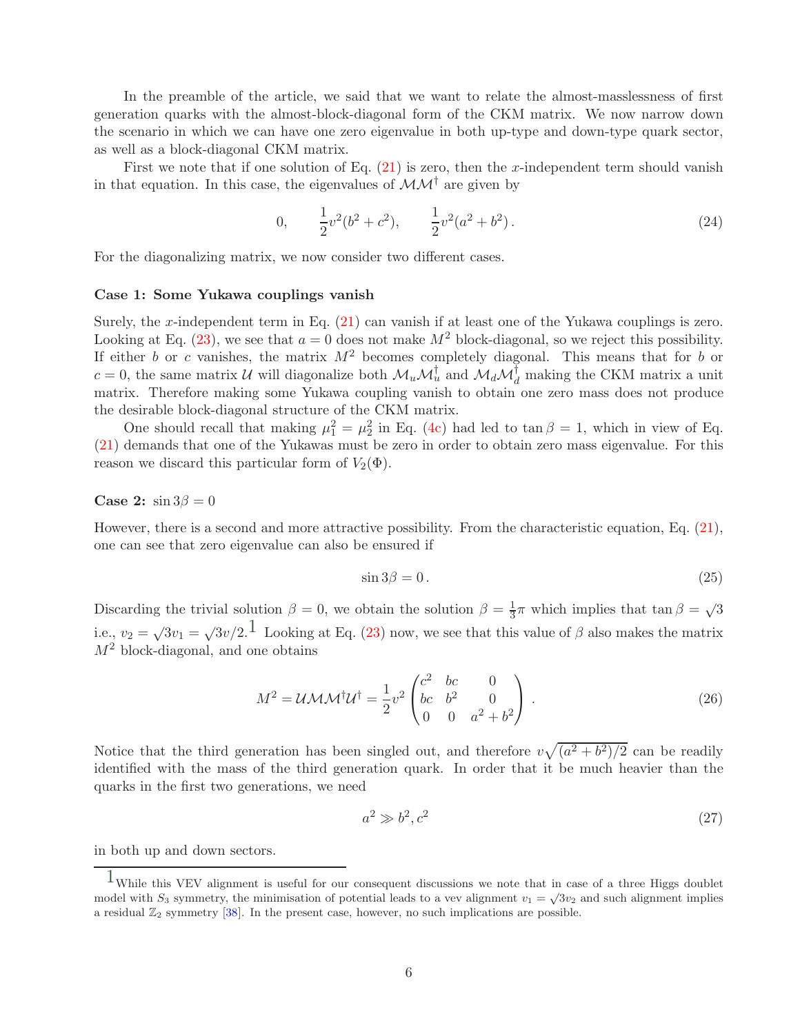In the preamble of the article, we said that we want to relate the almost-masslessness of first generation quarks with the almost-block-diagonal form of the CKM matrix. We now narrow down the scenario in which we can have one zero eigenvalue in both up-type and down-type quark sector, as well as a block-diagonal CKM matrix.

First we note that if one solution of Eq. (21) is zero, then the $x$-independent term should vanish in that equation. In this case, the eigenvalues of $\mathcal{M}\mathcal{M}^\dagger$ are given by

$$
0, \qquad \frac{1}{2}v^2(b^2+c^2), \qquad \frac{1}{2}v^2(a^2+b^2)\,. \tag{24}
$$

For the diagonalizing matrix, we now consider two different cases.

**Case 1: Some Yukawa couplings vanish**

Surely, the $x$-independent term in Eq. (21) can vanish if at least one of the Yukawa couplings is zero. Looking at Eq. (23), we see that $a=0$ does not make $M^2$ block-diagonal, so we reject this possibility. If either $b$ or $c$ vanishes, the matrix $M^2$ becomes completely diagonal. This means that for $b$ or $c=0$, the same matrix $\mathcal{U}$ will diagonalize both $\mathcal{M}_u\mathcal{M}_u^\dagger$ and $\mathcal{M}_d\mathcal{M}_d^\dagger$ making the CKM matrix a unit matrix. Therefore making some Yukawa coupling vanish to obtain one zero mass does not produce the desirable block-diagonal structure of the CKM matrix.

One should recall that making $\mu_1^2=\mu_2^2$ in Eq. (4c) had led to $\tan\beta=1$, which in view of Eq. (21) demands that one of the Yukawas must be zero in order to obtain zero mass eigenvalue. For this reason we discard this particular form of $V_2(\Phi)$.

**Case 2: $\sin 3\beta = 0$**

However, there is a second and more attractive possibility. From the characteristic equation, Eq. (21), one can see that zero eigenvalue can also be ensured if

$$
\sin 3\beta = 0\,. \tag{25}
$$

Discarding the trivial solution $\beta=0$, we obtain the solution $\beta=\frac{1}{3}\pi$ which implies that $\tan\beta=\sqrt{3}$ i.e., $v_2=\sqrt{3}v_1=\sqrt{3}v/2$.[1] Looking at Eq. (23) now, we see that this value of $\beta$ also makes the matrix $M^2$ block-diagonal, and one obtains

$$
M^2 = \mathcal{U}\mathcal{M}\mathcal{M}^\dagger\mathcal{U}^\dagger = \frac{1}{2}v^2\begin{pmatrix} c^2 & bc & 0 \\ bc & b^2 & 0 \\ 0 & 0 & a^2+b^2 \end{pmatrix}\,. \tag{26}
$$

Notice that the third generation has been singled out, and therefore $v\sqrt{(a^2+b^2)/2}$ can be readily identified with the mass of the third generation quark. In order that it be much heavier than the quarks in the first two generations, we need

$$
a^2 \gg b^2, c^2 \tag{27}
$$

in both up and down sectors.

---

[1] While this VEV alignment is useful for our consequent discussions we note that in case of a three Higgs doublet model with $S_3$ symmetry, the minimisation of potential leads to a vev alignment $v_1=\sqrt{3}v_2$ and such alignment implies a residual $\mathbb{Z}_2$ symmetry [38]. In the present case, however, no such implications are possible.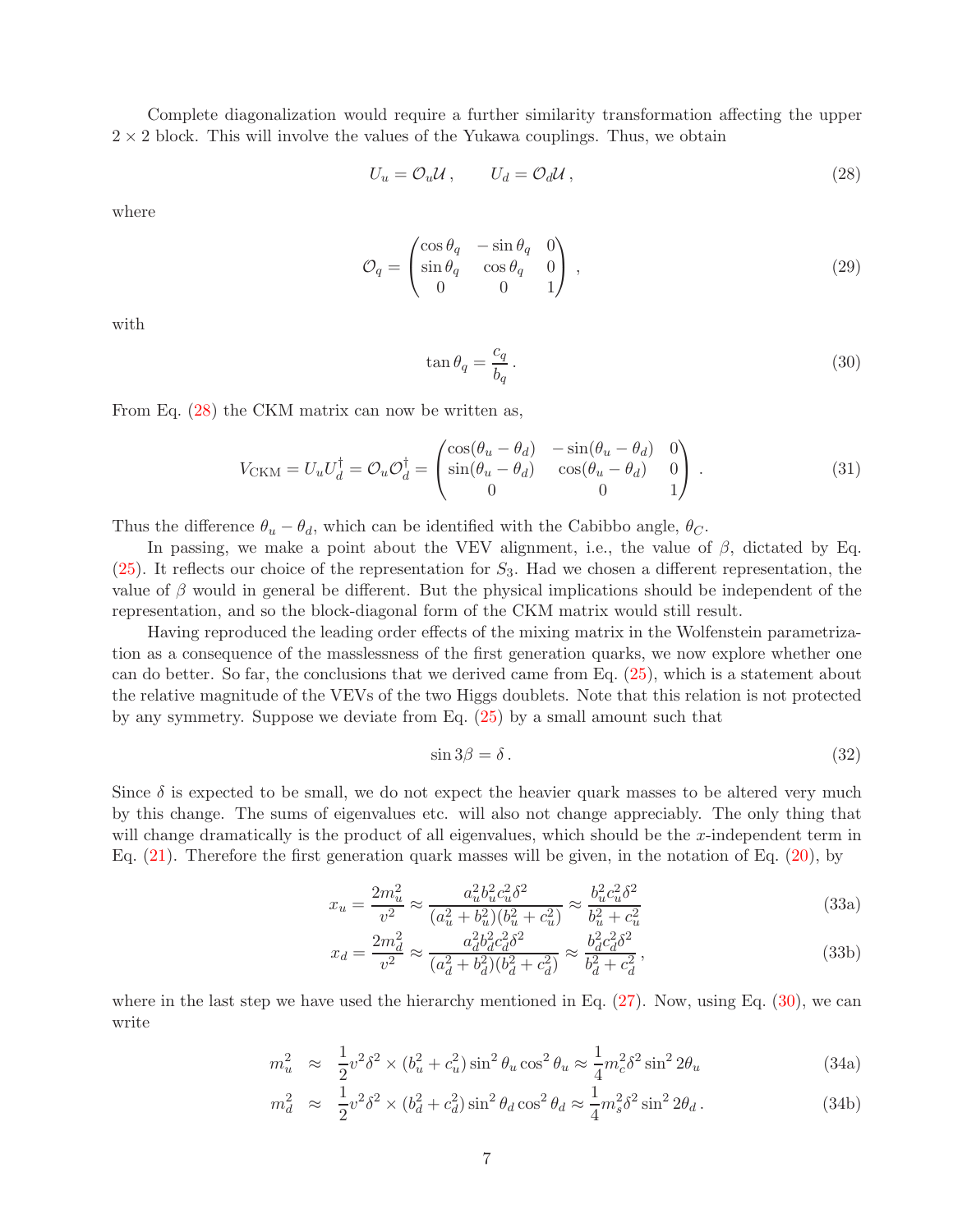Complete diagonalization would require a further similarity transformation affecting the upper $2 \times 2$ block. This will involve the values of the Yukawa couplings. Thus, we obtain

$$U_u = \mathcal{O}_u \mathcal{U} \,, \qquad U_d = \mathcal{O}_d \mathcal{U} \,, \tag{28}$$

where

$$\mathcal{O}_q = \begin{pmatrix} \cos\theta_q & -\sin\theta_q & 0 \\ \sin\theta_q & \cos\theta_q & 0 \\ 0 & 0 & 1 \end{pmatrix} \,, \tag{29}$$

with

$$\tan\theta_q = \frac{c_q}{b_q} \,. \tag{30}$$

From Eq. (28) the CKM matrix can now be written as,

$$V_{\rm CKM} = U_u U_d^\dagger = \mathcal{O}_u \mathcal{O}_d^\dagger = \begin{pmatrix} \cos(\theta_u - \theta_d) & -\sin(\theta_u - \theta_d) & 0 \\ \sin(\theta_u - \theta_d) & \cos(\theta_u - \theta_d) & 0 \\ 0 & 0 & 1 \end{pmatrix} \,. \tag{31}$$

Thus the difference $\theta_u - \theta_d$, which can be identified with the Cabibbo angle, $\theta_C$.

In passing, we make a point about the VEV alignment, i.e., the value of $\beta$, dictated by Eq. (25). It reflects our choice of the representation for $S_3$. Had we chosen a different representation, the value of $\beta$ would in general be different. But the physical implications should be independent of the representation, and so the block-diagonal form of the CKM matrix would still result.

Having reproduced the leading order effects of the mixing matrix in the Wolfenstein parametrization as a consequence of the masslessness of the first generation quarks, we now explore whether one can do better. So far, the conclusions that we derived came from Eq. (25), which is a statement about the relative magnitude of the VEVs of the two Higgs doublets. Note that this relation is not protected by any symmetry. Suppose we deviate from Eq. (25) by a small amount such that

$$\sin 3\beta = \delta \,. \tag{32}$$

Since $\delta$ is expected to be small, we do not expect the heavier quark masses to be altered very much by this change. The sums of eigenvalues etc. will also not change appreciably. The only thing that will change dramatically is the product of all eigenvalues, which should be the $x$-independent term in Eq. (21). Therefore the first generation quark masses will be given, in the notation of Eq. (20), by

$$x_u = \frac{2m_u^2}{v^2} \approx \frac{a_u^2 b_u^2 c_u^2 \delta^2}{(a_u^2 + b_u^2)(b_u^2 + c_u^2)} \approx \frac{b_u^2 c_u^2 \delta^2}{b_u^2 + c_u^2} \tag{33a}$$

$$x_d = \frac{2m_d^2}{v^2} \approx \frac{a_d^2 b_d^2 c_d^2 \delta^2}{(a_d^2 + b_d^2)(b_d^2 + c_d^2)} \approx \frac{b_d^2 c_d^2 \delta^2}{b_d^2 + c_d^2} \,, \tag{33b}$$

where in the last step we have used the hierarchy mentioned in Eq. (27). Now, using Eq. (30), we can write

$$m_u^2 \approx \frac{1}{2} v^2 \delta^2 \times (b_u^2 + c_u^2) \sin^2\theta_u \cos^2\theta_u \approx \frac{1}{4} m_c^2 \delta^2 \sin^2 2\theta_u \tag{34a}$$

$$m_d^2 \approx \frac{1}{2} v^2 \delta^2 \times (b_d^2 + c_d^2) \sin^2\theta_d \cos^2\theta_d \approx \frac{1}{4} m_s^2 \delta^2 \sin^2 2\theta_d \,. \tag{34b}$$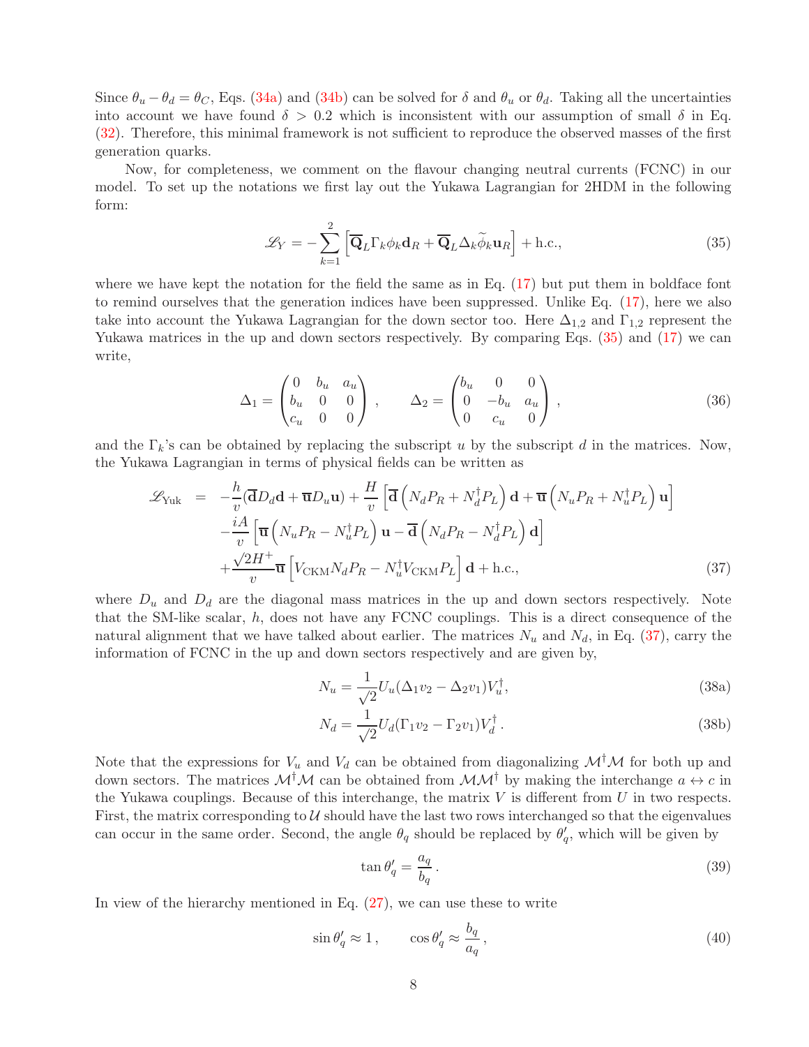Since $\theta_u - \theta_d = \theta_C$, Eqs. (34a) and (34b) can be solved for $\delta$ and $\theta_u$ or $\theta_d$. Taking all the uncertainties into account we have found $\delta > 0.2$ which is inconsistent with our assumption of small $\delta$ in Eq. (32). Therefore, this minimal framework is not sufficient to reproduce the observed masses of the first generation quarks.

Now, for completeness, we comment on the flavour changing neutral currents (FCNC) in our model. To set up the notations we first lay out the Yukawa Lagrangian for 2HDM in the following form:

$$
\mathscr{L}_Y = -\sum_{k=1}^{2} \left[ \overline{\mathbf{Q}}_L \Gamma_k \phi_k \mathbf{d}_R + \overline{\mathbf{Q}}_L \Delta_k \widetilde{\phi}_k \mathbf{u}_R \right] + \text{h.c.}, \tag{35}
$$

where we have kept the notation for the field the same as in Eq. (17) but put them in boldface font to remind ourselves that the generation indices have been suppressed. Unlike Eq. (17), here we also take into account the Yukawa Lagrangian for the down sector too. Here $\Delta_{1,2}$ and $\Gamma_{1,2}$ represent the Yukawa matrices in the up and down sectors respectively. By comparing Eqs. (35) and (17) we can write,

$$
\Delta_1 = \begin{pmatrix} 0 & b_u & a_u \\ b_u & 0 & 0 \\ c_u & 0 & 0 \end{pmatrix}, \qquad \Delta_2 = \begin{pmatrix} b_u & 0 & 0 \\ 0 & -b_u & a_u \\ 0 & c_u & 0 \end{pmatrix}, \tag{36}
$$

and the $\Gamma_k$'s can be obtained by replacing the subscript $u$ by the subscript $d$ in the matrices. Now, the Yukawa Lagrangian in terms of physical fields can be written as

$$
\begin{aligned}
\mathscr{L}_{\text{Yuk}} &= -\frac{h}{v}(\overline{\mathbf{d}} D_d \mathbf{d} + \overline{\mathbf{u}} D_u \mathbf{u}) + \frac{H}{v}\left[ \overline{\mathbf{d}} \left( N_d P_R + N_d^\dagger P_L \right) \mathbf{d} + \overline{\mathbf{u}} \left( N_u P_R + N_u^\dagger P_L \right) \mathbf{u} \right] \\
&\quad - \frac{iA}{v}\left[ \overline{\mathbf{u}} \left( N_u P_R - N_u^\dagger P_L \right) \mathbf{u} - \overline{\mathbf{d}} \left( N_d P_R - N_d^\dagger P_L \right) \mathbf{d} \right] \\
&\quad + \frac{\sqrt{2} H^+}{v} \overline{\mathbf{u}} \left[ V_{\text{CKM}} N_d P_R - N_u^\dagger V_{\text{CKM}} P_L \right] \mathbf{d} + \text{h.c.},
\end{aligned} \tag{37}
$$

where $D_u$ and $D_d$ are the diagonal mass matrices in the up and down sectors respectively. Note that the SM-like scalar, $h$, does not have any FCNC couplings. This is a direct consequence of the natural alignment that we have talked about earlier. The matrices $N_u$ and $N_d$, in Eq. (37), carry the information of FCNC in the up and down sectors respectively and are given by,

$$
N_u = \frac{1}{\sqrt{2}} U_u (\Delta_1 v_2 - \Delta_2 v_1) V_u^\dagger, \tag{38a}
$$

$$
N_d = \frac{1}{\sqrt{2}} U_d (\Gamma_1 v_2 - \Gamma_2 v_1) V_d^\dagger \,. \tag{38b}
$$

Note that the expressions for $V_u$ and $V_d$ can be obtained from diagonalizing $\mathcal{M}^\dagger \mathcal{M}$ for both up and down sectors. The matrices $\mathcal{M}^\dagger \mathcal{M}$ can be obtained from $\mathcal{M}\mathcal{M}^\dagger$ by making the interchange $a \leftrightarrow c$ in the Yukawa couplings. Because of this interchange, the matrix $V$ is different from $U$ in two respects. First, the matrix corresponding to $\mathcal{U}$ should have the last two rows interchanged so that the eigenvalues can occur in the same order. Second, the angle $\theta_q$ should be replaced by $\theta_q'$, which will be given by

$$
\tan\theta_q' = \frac{a_q}{b_q} \,. \tag{39}
$$

In view of the hierarchy mentioned in Eq. (27), we can use these to write

$$
\sin\theta_q' \approx 1 \,, \qquad \cos\theta_q' \approx \frac{b_q}{a_q} \,, \tag{40}
$$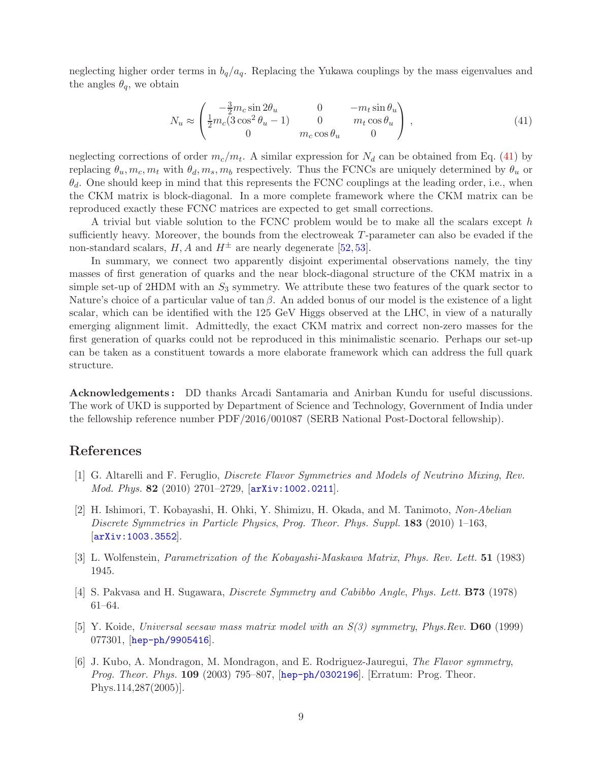neglecting higher order terms in $b_q/a_q$. Replacing the Yukawa couplings by the mass eigenvalues and the angles $\theta_q$, we obtain

$$N_u \approx \begin{pmatrix} -\frac{3}{2}m_c \sin 2\theta_u & 0 & -m_t \sin\theta_u \\ \frac{1}{2}m_c(3\cos^2\theta_u - 1) & 0 & m_t \cos\theta_u \\ 0 & m_c \cos\theta_u & 0 \end{pmatrix}, \tag{41}$$

neglecting corrections of order $m_c/m_t$. A similar expression for $N_d$ can be obtained from Eq. (41) by replacing $\theta_u, m_c, m_t$ with $\theta_d, m_s, m_b$ respectively. Thus the FCNCs are uniquely determined by $\theta_u$ or $\theta_d$. One should keep in mind that this represents the FCNC couplings at the leading order, i.e., when the CKM matrix is block-diagonal. In a more complete framework where the CKM matrix can be reproduced exactly these FCNC matrices are expected to get small corrections.

A trivial but viable solution to the FCNC problem would be to make all the scalars except $h$ sufficiently heavy. Moreover, the bounds from the electroweak $T$-parameter can also be evaded if the non-standard scalars, $H, A$ and $H^\pm$ are nearly degenerate [52, 53].

In summary, we connect two apparently disjoint experimental observations namely, the tiny masses of first generation of quarks and the near block-diagonal structure of the CKM matrix in a simple set-up of 2HDM with an $S_3$ symmetry. We attribute these two features of the quark sector to Nature's choice of a particular value of $\tan\beta$. An added bonus of our model is the existence of a light scalar, which can be identified with the 125 GeV Higgs observed at the LHC, in view of a naturally emerging alignment limit. Admittedly, the exact CKM matrix and correct non-zero masses for the first generation of quarks could not be reproduced in this minimalistic scenario. Perhaps our set-up can be taken as a constituent towards a more elaborate framework which can address the full quark structure.

**Acknowledgements:** DD thanks Arcadi Santamaria and Anirban Kundu for useful discussions. The work of UKD is supported by Department of Science and Technology, Government of India under the fellowship reference number PDF/2016/001087 (SERB National Post-Doctoral fellowship).

# References

[1] G. Altarelli and F. Feruglio, *Discrete Flavor Symmetries and Models of Neutrino Mixing*, *Rev. Mod. Phys.* **82** (2010) 2701–2729, [arXiv:1002.0211].

[2] H. Ishimori, T. Kobayashi, H. Ohki, Y. Shimizu, H. Okada, and M. Tanimoto, *Non-Abelian Discrete Symmetries in Particle Physics*, *Prog. Theor. Phys. Suppl.* **183** (2010) 1–163, [arXiv:1003.3552].

[3] L. Wolfenstein, *Parametrization of the Kobayashi-Maskawa Matrix*, *Phys. Rev. Lett.* **51** (1983) 1945.

[4] S. Pakvasa and H. Sugawara, *Discrete Symmetry and Cabibbo Angle*, *Phys. Lett.* **B73** (1978) 61–64.

[5] Y. Koide, *Universal seesaw mass matrix model with an S(3) symmetry*, *Phys.Rev.* **D60** (1999) 077301, [hep-ph/9905416].

[6] J. Kubo, A. Mondragon, M. Mondragon, and E. Rodriguez-Jauregui, *The Flavor symmetry*, *Prog. Theor. Phys.* **109** (2003) 795–807, [hep-ph/0302196]. [Erratum: Prog. Theor. Phys.114,287(2005)].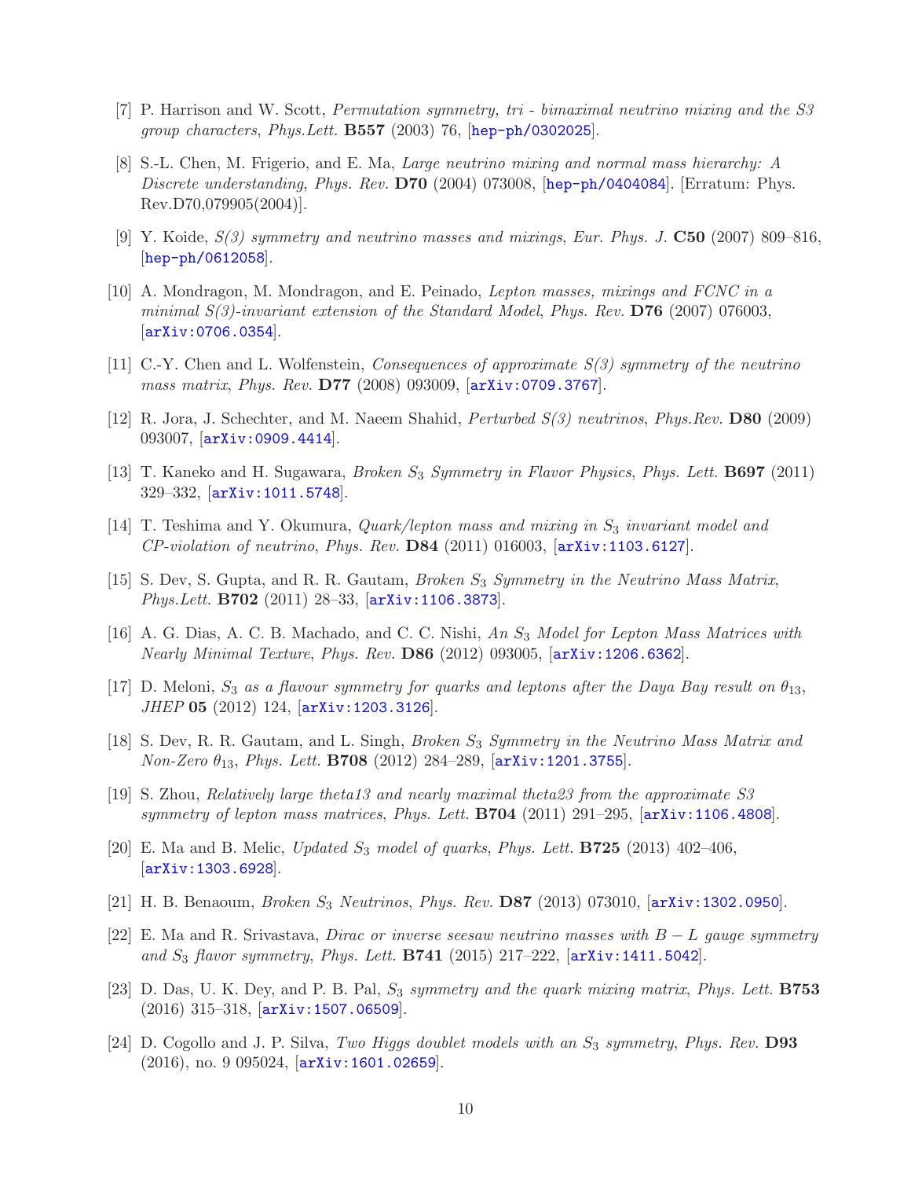[7] P. Harrison and W. Scott, *Permutation symmetry, tri - bimaximal neutrino mixing and the S3 group characters*, *Phys.Lett.* **B557** (2003) 76, [hep-ph/0302025].

[8] S.-L. Chen, M. Frigerio, and E. Ma, *Large neutrino mixing and normal mass hierarchy: A Discrete understanding*, *Phys. Rev.* **D70** (2004) 073008, [hep-ph/0404084]. [Erratum: Phys. Rev.D70,079905(2004)].

[9] Y. Koide, *S(3) symmetry and neutrino masses and mixings*, *Eur. Phys. J.* **C50** (2007) 809–816, [hep-ph/0612058].

[10] A. Mondragon, M. Mondragon, and E. Peinado, *Lepton masses, mixings and FCNC in a minimal S(3)-invariant extension of the Standard Model*, *Phys. Rev.* **D76** (2007) 076003, [arXiv:0706.0354].

[11] C.-Y. Chen and L. Wolfenstein, *Consequences of approximate S(3) symmetry of the neutrino mass matrix*, *Phys. Rev.* **D77** (2008) 093009, [arXiv:0709.3767].

[12] R. Jora, J. Schechter, and M. Naeem Shahid, *Perturbed S(3) neutrinos*, *Phys.Rev.* **D80** (2009) 093007, [arXiv:0909.4414].

[13] T. Kaneko and H. Sugawara, *Broken $S_3$ Symmetry in Flavor Physics*, *Phys. Lett.* **B697** (2011) 329–332, [arXiv:1011.5748].

[14] T. Teshima and Y. Okumura, *Quark/lepton mass and mixing in $S_3$ invariant model and CP-violation of neutrino*, *Phys. Rev.* **D84** (2011) 016003, [arXiv:1103.6127].

[15] S. Dev, S. Gupta, and R. R. Gautam, *Broken $S_3$ Symmetry in the Neutrino Mass Matrix*, *Phys.Lett.* **B702** (2011) 28–33, [arXiv:1106.3873].

[16] A. G. Dias, A. C. B. Machado, and C. C. Nishi, *An $S_3$ Model for Lepton Mass Matrices with Nearly Minimal Texture*, *Phys. Rev.* **D86** (2012) 093005, [arXiv:1206.6362].

[17] D. Meloni, *$S_3$ as a flavour symmetry for quarks and leptons after the Daya Bay result on $\theta_{13}$*, *JHEP* **05** (2012) 124, [arXiv:1203.3126].

[18] S. Dev, R. R. Gautam, and L. Singh, *Broken $S_3$ Symmetry in the Neutrino Mass Matrix and Non-Zero $\theta_{13}$*, *Phys. Lett.* **B708** (2012) 284–289, [arXiv:1201.3755].

[19] S. Zhou, *Relatively large theta13 and nearly maximal theta23 from the approximate S3 symmetry of lepton mass matrices*, *Phys. Lett.* **B704** (2011) 291–295, [arXiv:1106.4808].

[20] E. Ma and B. Melic, *Updated $S_3$ model of quarks*, *Phys. Lett.* **B725** (2013) 402–406, [arXiv:1303.6928].

[21] H. B. Benaoum, *Broken $S_3$ Neutrinos*, *Phys. Rev.* **D87** (2013) 073010, [arXiv:1302.0950].

[22] E. Ma and R. Srivastava, *Dirac or inverse seesaw neutrino masses with $B-L$ gauge symmetry and $S_3$ flavor symmetry*, *Phys. Lett.* **B741** (2015) 217–222, [arXiv:1411.5042].

[23] D. Das, U. K. Dey, and P. B. Pal, *$S_3$ symmetry and the quark mixing matrix*, *Phys. Lett.* **B753** (2016) 315–318, [arXiv:1507.06509].

[24] D. Cogollo and J. P. Silva, *Two Higgs doublet models with an $S_3$ symmetry*, *Phys. Rev.* **D93** (2016), no. 9 095024, [arXiv:1601.02659].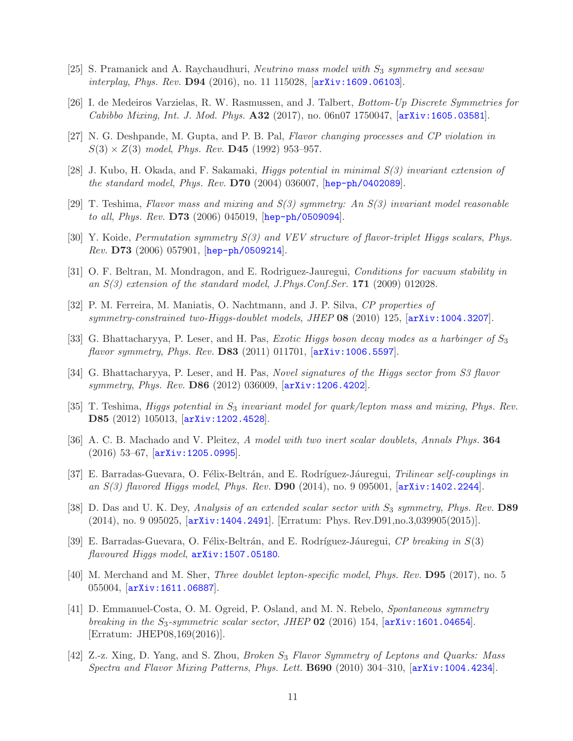[25] S. Pramanick and A. Raychaudhuri, *Neutrino mass model with $S_3$ symmetry and seesaw interplay*, *Phys. Rev.* **D94** (2016), no. 11 115028, [arXiv:1609.06103].

[26] I. de Medeiros Varzielas, R. W. Rasmussen, and J. Talbert, *Bottom-Up Discrete Symmetries for Cabibbo Mixing*, *Int. J. Mod. Phys.* **A32** (2017), no. 06n07 1750047, [arXiv:1605.03581].

[27] N. G. Deshpande, M. Gupta, and P. B. Pal, *Flavor changing processes and CP violation in $S(3) \times Z(3)$ model*, *Phys. Rev.* **D45** (1992) 953–957.

[28] J. Kubo, H. Okada, and F. Sakamaki, *Higgs potential in minimal S(3) invariant extension of the standard model*, *Phys. Rev.* **D70** (2004) 036007, [hep-ph/0402089].

[29] T. Teshima, *Flavor mass and mixing and S(3) symmetry: An S(3) invariant model reasonable to all*, *Phys. Rev.* **D73** (2006) 045019, [hep-ph/0509094].

[30] Y. Koide, *Permutation symmetry S(3) and VEV structure of flavor-triplet Higgs scalars*, *Phys. Rev.* **D73** (2006) 057901, [hep-ph/0509214].

[31] O. F. Beltran, M. Mondragon, and E. Rodriguez-Jauregui, *Conditions for vacuum stability in an S(3) extension of the standard model*, *J.Phys.Conf.Ser.* **171** (2009) 012028.

[32] P. M. Ferreira, M. Maniatis, O. Nachtmann, and J. P. Silva, *CP properties of symmetry-constrained two-Higgs-doublet models*, *JHEP* **08** (2010) 125, [arXiv:1004.3207].

[33] G. Bhattacharyya, P. Leser, and H. Pas, *Exotic Higgs boson decay modes as a harbinger of $S_3$ flavor symmetry*, *Phys. Rev.* **D83** (2011) 011701, [arXiv:1006.5597].

[34] G. Bhattacharyya, P. Leser, and H. Pas, *Novel signatures of the Higgs sector from S3 flavor symmetry*, *Phys. Rev.* **D86** (2012) 036009, [arXiv:1206.4202].

[35] T. Teshima, *Higgs potential in $S_3$ invariant model for quark/lepton mass and mixing*, *Phys. Rev.* **D85** (2012) 105013, [arXiv:1202.4528].

[36] A. C. B. Machado and V. Pleitez, *A model with two inert scalar doublets*, *Annals Phys.* **364** (2016) 53–67, [arXiv:1205.0995].

[37] E. Barradas-Guevara, O. Félix-Beltrán, and E. Rodríguez-Jáuregui, *Trilinear self-couplings in an S(3) flavored Higgs model*, *Phys. Rev.* **D90** (2014), no. 9 095001, [arXiv:1402.2244].

[38] D. Das and U. K. Dey, *Analysis of an extended scalar sector with $S_3$ symmetry*, *Phys. Rev.* **D89** (2014), no. 9 095025, [arXiv:1404.2491]. [Erratum: Phys. Rev.D91,no.3,039905(2015)].

[39] E. Barradas-Guevara, O. Félix-Beltrán, and E. Rodríguez-Jáuregui, *CP breaking in $S(3)$ flavoured Higgs model*, arXiv:1507.05180.

[40] M. Merchand and M. Sher, *Three doublet lepton-specific model*, *Phys. Rev.* **D95** (2017), no. 5 055004, [arXiv:1611.06887].

[41] D. Emmanuel-Costa, O. M. Ogreid, P. Osland, and M. N. Rebelo, *Spontaneous symmetry breaking in the $S_3$-symmetric scalar sector*, *JHEP* **02** (2016) 154, [arXiv:1601.04654]. [Erratum: JHEP08,169(2016)].

[42] Z.-z. Xing, D. Yang, and S. Zhou, *Broken $S_3$ Flavor Symmetry of Leptons and Quarks: Mass Spectra and Flavor Mixing Patterns*, *Phys. Lett.* **B690** (2010) 304–310, [arXiv:1004.4234].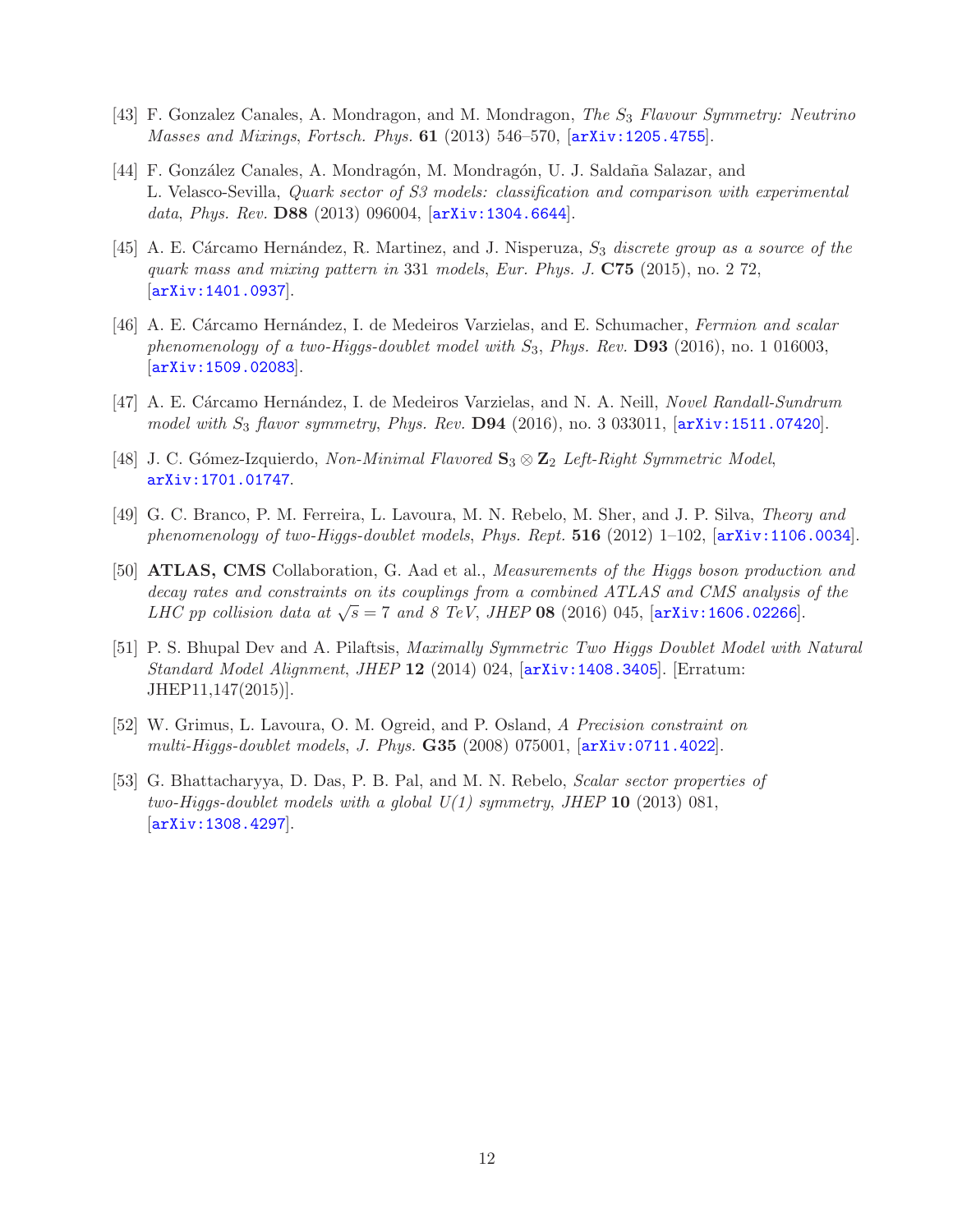[43] F. Gonzalez Canales, A. Mondragon, and M. Mondragon, *The $S_3$ Flavour Symmetry: Neutrino Masses and Mixings*, *Fortsch. Phys.* **61** (2013) 546–570, [arXiv:1205.4755].

[44] F. González Canales, A. Mondragón, M. Mondragón, U. J. Saldaña Salazar, and L. Velasco-Sevilla, *Quark sector of S3 models: classification and comparison with experimental data*, *Phys. Rev.* **D88** (2013) 096004, [arXiv:1304.6644].

[45] A. E. Cárcamo Hernández, R. Martinez, and J. Nisperuza, *$S_3$ discrete group as a source of the quark mass and mixing pattern in* 331 *models*, *Eur. Phys. J.* **C75** (2015), no. 2 72, [arXiv:1401.0937].

[46] A. E. Cárcamo Hernández, I. de Medeiros Varzielas, and E. Schumacher, *Fermion and scalar phenomenology of a two-Higgs-doublet model with $S_3$*, *Phys. Rev.* **D93** (2016), no. 1 016003, [arXiv:1509.02083].

[47] A. E. Cárcamo Hernández, I. de Medeiros Varzielas, and N. A. Neill, *Novel Randall-Sundrum model with $S_3$ flavor symmetry*, *Phys. Rev.* **D94** (2016), no. 3 033011, [arXiv:1511.07420].

[48] J. C. Gómez-Izquierdo, *Non-Minimal Flavored $\mathbf{S}_3 \otimes \mathbf{Z}_2$ Left-Right Symmetric Model*, arXiv:1701.01747.

[49] G. C. Branco, P. M. Ferreira, L. Lavoura, M. N. Rebelo, M. Sher, and J. P. Silva, *Theory and phenomenology of two-Higgs-doublet models*, *Phys. Rept.* **516** (2012) 1–102, [arXiv:1106.0034].

[50] **ATLAS, CMS** Collaboration, G. Aad et al., *Measurements of the Higgs boson production and decay rates and constraints on its couplings from a combined ATLAS and CMS analysis of the LHC pp collision data at $\sqrt{s} = 7$ and 8 TeV*, *JHEP* **08** (2016) 045, [arXiv:1606.02266].

[51] P. S. Bhupal Dev and A. Pilaftsis, *Maximally Symmetric Two Higgs Doublet Model with Natural Standard Model Alignment*, *JHEP* **12** (2014) 024, [arXiv:1408.3405]. [Erratum: JHEP11,147(2015)].

[52] W. Grimus, L. Lavoura, O. M. Ogreid, and P. Osland, *A Precision constraint on multi-Higgs-doublet models*, *J. Phys.* **G35** (2008) 075001, [arXiv:0711.4022].

[53] G. Bhattacharyya, D. Das, P. B. Pal, and M. N. Rebelo, *Scalar sector properties of two-Higgs-doublet models with a global U(1) symmetry*, *JHEP* **10** (2013) 081, [arXiv:1308.4297].